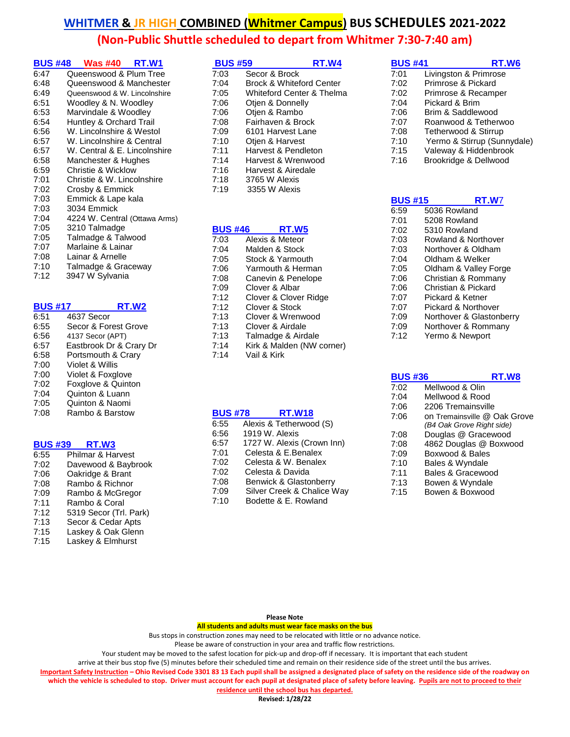# WHITMER & JR HIGH COMBINED (Whitmer Campus) BUS SCHEDULES 2021-2022

## (Non-Public Shuttle scheduled to depart from Whitmer 7:30-7:40 am)

### BUS #48 Was #40 RT.W1

| Time | Stop |
|---|---|
| 6:47 | Queenswood & Plum Tree |
| 6:48 | Queenswood & Manchester |
| 6:49 | Queenswood & W. Lincolnshire |
| 6:51 | Woodley & N. Woodley |
| 6:53 | Marvindale & Woodley |
| 6:54 | Huntley & Orchard Trail |
| 6:56 | W. Lincolnshire & Westol |
| 6:57 | W. Lincolnshire & Central |
| 6:57 | W. Central & E. Lincolnshire |
| 6:58 | Manchester & Hughes |
| 6:59 | Christie & Wicklow |
| 7:01 | Christie & W. Lincolnshire |
| 7:02 | Crosby & Emmick |
| 7:03 | Emmick & Lape kala |
| 7:03 | 3034 Emmick |
| 7:04 | 4224 W. Central (Ottawa Arms) |
| 7:05 | 3210 Talmadge |
| 7:05 | Talmadge & Talwood |
| 7:07 | Marlaine & Lainar |
| 7:08 | Lainar & Arnelle |
| 7:10 | Talmadge & Graceway |
| 7:12 | 3947 W Sylvania |

### BUS #17 RT.W2

| Time | Stop |
|---|---|
| 6:51 | 4637 Secor |
| 6:55 | Secor & Forest Grove |
| 6:56 | 4137 Secor (APT) |
| 6:57 | Eastbrook Dr & Crary Dr |
| 6:58 | Portsmouth & Crary |
| 7:00 | Violet & Willis |
| 7:00 | Violet & Foxglove |
| 7:02 | Foxglove & Quinton |
| 7:04 | Quinton & Luann |
| 7:05 | Quinton & Naomi |
| 7:08 | Rambo & Barstow |

### BUS #39 RT.W3

| Time | Stop |
|---|---|
| 6:55 | Philmar & Harvest |
| 7:02 | Davewood & Baybrook |
| 7:06 | Oakridge & Brant |
| 7:08 | Rambo & Richnor |
| 7:09 | Rambo & McGregor |
| 7:11 | Rambo & Coral |
| 7:12 | 5319 Secor (Trl. Park) |
| 7:13 | Secor & Cedar Apts |
| 7:15 | Laskey & Oak Glenn |
| 7:15 | Laskey & Elmhurst |

### BUS #59 RT.W4

| Time | Stop |
|---|---|
| 7:03 | Secor & Brock |
| 7:04 | Brock & Whiteford Center |
| 7:05 | Whiteford Center & Thelma |
| 7:06 | Otjen & Donnelly |
| 7:06 | Otjen & Rambo |
| 7:08 | Fairhaven & Brock |
| 7:09 | 6101 Harvest Lane |
| 7:10 | Otjen & Harvest |
| 7:11 | Harvest & Pendleton |
| 7:14 | Harvest & Wrenwood |
| 7:16 | Harvest & Airedale |
| 7:18 | 3765 W Alexis |
| 7:19 | 3355 W Alexis |

### BUS #46 RT.W5

| Time | Stop |
|---|---|
| 7:03 | Alexis & Meteor |
| 7:04 | Malden & Stock |
| 7:05 | Stock & Yarmouth |
| 7:06 | Yarmouth & Herman |
| 7:08 | Canevin & Penelope |
| 7:09 | Clover & Albar |
| 7:12 | Clover & Clover Ridge |
| 7:12 | Clover & Stock |
| 7:13 | Clover & Wrenwood |
| 7:13 | Clover & Airdale |
| 7:13 | Talmadge & Airdale |
| 7:14 | Kirk & Malden (NW corner) |
| 7:14 | Vail & Kirk |

### BUS #78 RT.W18

| Time | Stop |
|---|---|
| 6:55 | Alexis & Tetherwood (S) |
| 6:56 | 1919 W. Alexis |
| 6:57 | 1727 W. Alexis (Crown Inn) |
| 7:01 | Celesta & E.Benalex |
| 7:02 | Celesta & W. Benalex |
| 7:02 | Celesta & Davida |
| 7:08 | Benwick & Glastonberry |
| 7:09 | Silver Creek & Chalice Way |
| 7:10 | Bodette & E. Rowland |

### BUS #41 RT.W6

| Time | Stop |
|---|---|
| 7:01 | Livingston & Primrose |
| 7:02 | Primrose & Pickard |
| 7:02 | Primrose & Recamper |
| 7:04 | Pickard & Brim |
| 7:06 | Brim & Saddlewood |
| 7:07 | Roanwood & Tetherwoo |
| 7:08 | Tetherwood & Stirrup |
| 7:10 | Yermo & Stirrup (Sunnydale) |
| 7:15 | Valeway & Hiddenbrook |
| 7:16 | Brookridge & Dellwood |

### BUS #15 RT.W7

| Time | Stop |
|---|---|
| 6:59 | 5036 Rowland |
| 7:01 | 5208 Rowland |
| 7:02 | 5310 Rowland |
| 7:03 | Rowland & Northover |
| 7:03 | Northover & Oldham |
| 7:04 | Oldham & Welker |
| 7:05 | Oldham & Valley Forge |
| 7:06 | Christian & Rommany |
| 7:06 | Christian & Pickard |
| 7:07 | Pickard & Ketner |
| 7:07 | Pickard & Northover |
| 7:09 | Northover & Glastonberry |
| 7:09 | Northover & Rommany |
| 7:12 | Yermo & Newport |

### BUS #36 RT.W8

| Time | Stop |
|---|---|
| 7:02 | Mellwood & Olin |
| 7:04 | Mellwood & Rood |
| 7:06 | 2206 Tremainsville |
| 7:06 | on Tremainsville @ Oak Grove *(B4 Oak Grove Right side)* |
| 7:08 | Douglas @ Gracewood |
| 7:08 | 4862 Douglas @ Boxwood |
| 7:09 | Boxwood & Bales |
| 7:10 | Bales & Wyndale |
| 7:11 | Bales & Gracewood |
| 7:13 | Bowen & Wyndale |
| 7:15 | Bowen & Boxwood |

**Please Note**

**All students and adults must wear face masks on the bus**

Bus stops in construction zones may need to be relocated with little or no advance notice.
Please be aware of construction in your area and traffic flow restrictions.
Your student may be moved to the safest location for pick-up and drop-off if necessary. It is important that each student arrive at their bus stop five (5) minutes before their scheduled time and remain on their residence side of the street until the bus arrives.

**Important Safety Instruction – Ohio Revised Code 3301 83 13 Each pupil shall be assigned a designated place of safety on the residence side of the roadway on which the vehicle is scheduled to stop. Driver must account for each pupil at designated place of safety before leaving. Pupils are not to proceed to their residence until the school bus has departed.**

**Revised: 1/28/22**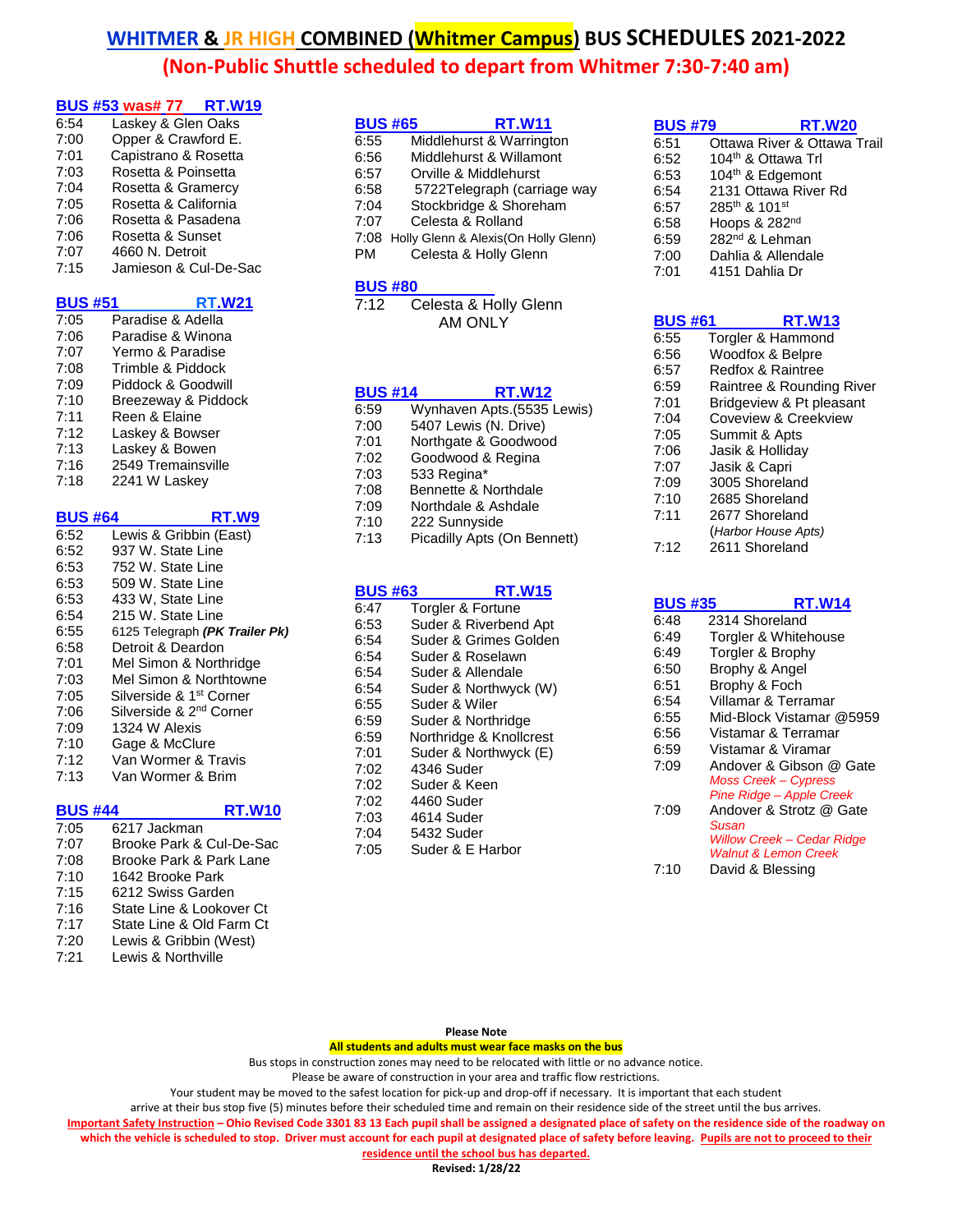# WHITMER & JR HIGH COMBINED (Whitmer Campus) BUS SCHEDULES 2021-2022

## (Non-Public Shuttle scheduled to depart from Whitmer 7:30-7:40 am)

### BUS #53 was# 77 RT.W19

| | |
|---|---|
| 6:54 | Laskey & Glen Oaks |
| 7:00 | Opper & Crawford E. |
| 7:01 | Capistrano & Rosetta |
| 7:03 | Rosetta & Poinsetta |
| 7:04 | Rosetta & Gramercy |
| 7:05 | Rosetta & California |
| 7:06 | Rosetta & Pasadena |
| 7:06 | Rosetta & Sunset |
| 7:07 | 4660 N. Detroit |
| 7:15 | Jamieson & Cul-De-Sac |

### BUS #51 RT.W21

| | |
|---|---|
| 7:05 | Paradise & Adella |
| 7:06 | Paradise & Winona |
| 7:07 | Yermo & Paradise |
| 7:08 | Trimble & Piddock |
| 7:09 | Piddock & Goodwill |
| 7:10 | Breezeway & Piddock |
| 7:11 | Reen & Elaine |
| 7:12 | Laskey & Bowser |
| 7:13 | Laskey & Bowen |
| 7:16 | 2549 Tremainsville |
| 7:18 | 2241 W Laskey |

### BUS #64 RT.W9

| | |
|---|---|
| 6:52 | Lewis & Gribbin (East) |
| 6:52 | 937 W. State Line |
| 6:53 | 752 W. State Line |
| 6:53 | 509 W. State Line |
| 6:53 | 433 W, State Line |
| 6:54 | 215 W. State Line |
| 6:55 | 6125 Telegraph ***(PK Trailer Pk)*** |
| 6:58 | Detroit & Deardon |
| 7:01 | Mel Simon & Northridge |
| 7:03 | Mel Simon & Northtowne |
| 7:05 | Silverside & 1st Corner |
| 7:06 | Silverside & 2nd Corner |
| 7:09 | 1324 W Alexis |
| 7:10 | Gage & McClure |
| 7:12 | Van Wormer & Travis |
| 7:13 | Van Wormer & Brim |

### BUS #44 RT.W10

| | |
|---|---|
| 7:05 | 6217 Jackman |
| 7:07 | Brooke Park & Cul-De-Sac |
| 7:08 | Brooke Park & Park Lane |
| 7:10 | 1642 Brooke Park |
| 7:15 | 6212 Swiss Garden |
| 7:16 | State Line & Lookover Ct |
| 7:17 | State Line & Old Farm Ct |
| 7:20 | Lewis & Gribbin (West) |
| 7:21 | Lewis & Northville |

### BUS #65 RT.W11

| | |
|---|---|
| 6:55 | Middlehurst & Warrington |
| 6:56 | Middlehurst & Willamont |
| 6:57 | Orville & Middlehurst |
| 6:58 | 5722Telegraph (carriage way |
| 7:04 | Stockbridge & Shoreham |
| 7:07 | Celesta & Rolland |
| 7:08 | Holly Glenn & Alexis(On Holly Glenn) |
| PM | Celesta & Holly Glenn |

### BUS #80

| | |
|---|---|
| 7:12 | Celesta & Holly Glenn AM ONLY |

### BUS #14 RT.W12

| | |
|---|---|
| 6:59 | Wynhaven Apts.(5535 Lewis) |
| 7:00 | 5407 Lewis (N. Drive) |
| 7:01 | Northgate & Goodwood |
| 7:02 | Goodwood & Regina |
| 7:03 | 533 Regina* |
| 7:08 | Bennette & Northdale |
| 7:09 | Northdale & Ashdale |
| 7:10 | 222 Sunnyside |
| 7:13 | Picadilly Apts (On Bennett) |

### BUS #63 RT.W15

| | |
|---|---|
| 6:47 | Torgler & Fortune |
| 6:53 | Suder & Riverbend Apt |
| 6:54 | Suder & Grimes Golden |
| 6:54 | Suder & Roselawn |
| 6:54 | Suder & Allendale |
| 6:54 | Suder & Northwyck (W) |
| 6:55 | Suder & Wiler |
| 6:59 | Suder & Northridge |
| 6:59 | Northridge & Knollcrest |
| 7:01 | Suder & Northwyck (E) |
| 7:02 | 4346 Suder |
| 7:02 | Suder & Keen |
| 7:02 | 4460 Suder |
| 7:03 | 4614 Suder |
| 7:04 | 5432 Suder |
| 7:05 | Suder & E Harbor |

### BUS #79 RT.W20

| | |
|---|---|
| 6:51 | Ottawa River & Ottawa Trail |
| 6:52 | 104th & Ottawa Trl |
| 6:53 | 104th & Edgemont |
| 6:54 | 2131 Ottawa River Rd |
| 6:57 | 285th & 101st |
| 6:58 | Hoops & 282nd |
| 6:59 | 282nd & Lehman |
| 7:00 | Dahlia & Allendale |
| 7:01 | 4151 Dahlia Dr |

### BUS #61 RT.W13

| | |
|---|---|
| 6:55 | Torgler & Hammond |
| 6:56 | Woodfox & Belpre |
| 6:57 | Redfox & Raintree |
| 6:59 | Raintree & Rounding River |
| 7:01 | Bridgeview & Pt pleasant |
| 7:04 | Coveview & Creekview |
| 7:05 | Summit & Apts |
| 7:06 | Jasik & Holliday |
| 7:07 | Jasik & Capri |
| 7:09 | 3005 Shoreland |
| 7:10 | 2685 Shoreland |
| 7:11 | 2677 Shoreland (*Harbor House Apts)* |
| 7:12 | 2611 Shoreland |

### BUS #35 RT.W14

| | |
|---|---|
| 6:48 | 2314 Shoreland |
| 6:49 | Torgler & Whitehouse |
| 6:49 | Torgler & Brophy |
| 6:50 | Brophy & Angel |
| 6:51 | Brophy & Foch |
| 6:54 | Villamar & Terramar |
| 6:55 | Mid-Block Vistamar @5959 |
| 6:56 | Vistamar & Terramar |
| 6:59 | Vistamar & Viramar |
| 7:09 | Andover & Gibson @ Gate *Moss Creek – Cypress* *Pine Ridge – Apple Creek* |
| 7:09 | Andover & Strotz @ Gate *Susan* *Willow Creek – Cedar Ridge* *Walnut & Lemon Creek* |
| 7:10 | David & Blessing |

**Please Note**

**All students and adults must wear face masks on the bus**

Bus stops in construction zones may need to be relocated with little or no advance notice.

Please be aware of construction in your area and traffic flow restrictions.

Your student may be moved to the safest location for pick-up and drop-off if necessary. It is important that each student arrive at their bus stop five (5) minutes before their scheduled time and remain on their residence side of the street until the bus arrives.

**Important Safety Instruction – Ohio Revised Code 3301 83 13 Each pupil shall be assigned a designated place of safety on the residence side of the roadway on which the vehicle is scheduled to stop. Driver must account for each pupil at designated place of safety before leaving. Pupils are not to proceed to their residence until the school bus has departed.**

**Revised: 1/28/22**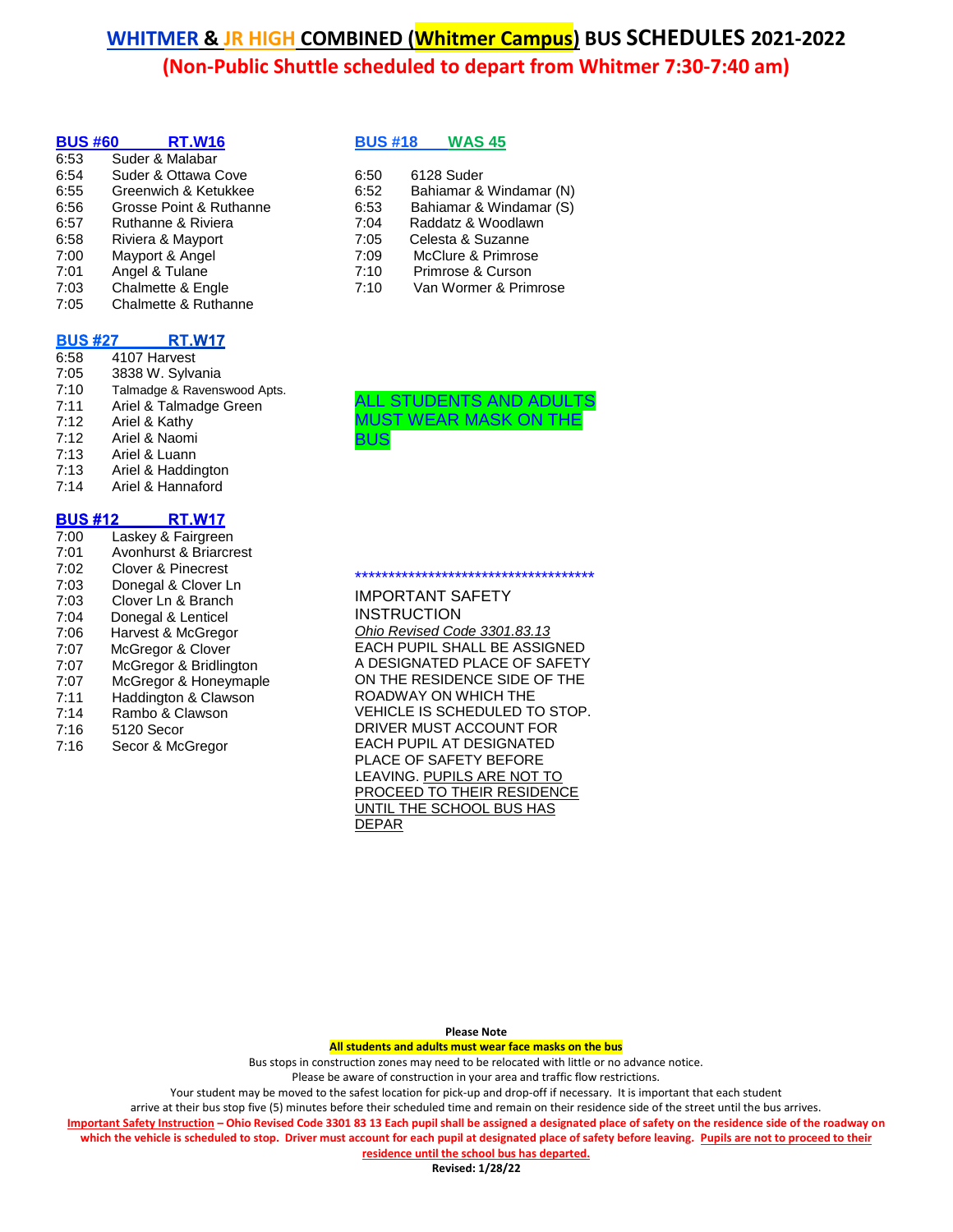# WHITMER & JR HIGH COMBINED (Whitmer Campus) BUS SCHEDULES 2021-2022

## (Non-Public Shuttle scheduled to depart from Whitmer 7:30-7:40 am)

### BUS #60 RT.W16

| Time | Stop |
|---|---|
| 6:53 | Suder & Malabar |
| 6:54 | Suder & Ottawa Cove |
| 6:55 | Greenwich & Ketukkee |
| 6:56 | Grosse Point & Ruthanne |
| 6:57 | Ruthanne & Riviera |
| 6:58 | Riviera & Mayport |
| 7:00 | Mayport & Angel |
| 7:01 | Angel & Tulane |
| 7:03 | Chalmette & Engle |
| 7:05 | Chalmette & Ruthanne |

### BUS #27 RT.W17

| Time | Stop |
|---|---|
| 6:58 | 4107 Harvest |
| 7:05 | 3838 W. Sylvania |
| 7:10 | Talmadge & Ravenswood Apts. |
| 7:11 | Ariel & Talmadge Green |
| 7:12 | Ariel & Kathy |
| 7:12 | Ariel & Naomi |
| 7:13 | Ariel & Luann |
| 7:13 | Ariel & Haddington |
| 7:14 | Ariel & Hannaford |

### BUS #12 RT.W17

| Time | Stop |
|---|---|
| 7:00 | Laskey & Fairgreen |
| 7:01 | Avonhurst & Briarcrest |
| 7:02 | Clover & Pinecrest |
| 7:03 | Donegal & Clover Ln |
| 7:03 | Clover Ln & Branch |
| 7:04 | Donegal & Lenticel |
| 7:06 | Harvest & McGregor |
| 7:07 | McGregor & Clover |
| 7:07 | McGregor & Bridlington |
| 7:07 | McGregor & Honeymaple |
| 7:11 | Haddington & Clawson |
| 7:14 | Rambo & Clawson |
| 7:16 | 5120 Secor |
| 7:16 | Secor & McGregor |

### BUS #18 WAS 45

| Time | Stop |
|---|---|
| 6:50 | 6128 Suder |
| 6:52 | Bahiamar & Windamar (N) |
| 6:53 | Bahiamar & Windamar (S) |
| 7:04 | Raddatz & Woodlawn |
| 7:05 | Celesta & Suzanne |
| 7:09 | McClure & Primrose |
| 7:10 | Primrose & Curson |
| 7:10 | Van Wormer & Primrose |

ALL STUDENTS AND ADULTS MUST WEAR MASK ON THE BUS

*************************************

IMPORTANT SAFETY INSTRUCTION

*Ohio Revised Code 3301.83.13*

EACH PUPIL SHALL BE ASSIGNED A DESIGNATED PLACE OF SAFETY ON THE RESIDENCE SIDE OF THE ROADWAY ON WHICH THE VEHICLE IS SCHEDULED TO STOP. DRIVER MUST ACCOUNT FOR EACH PUPIL AT DESIGNATED PLACE OF SAFETY BEFORE LEAVING. PUPILS ARE NOT TO PROCEED TO THEIR RESIDENCE UNTIL THE SCHOOL BUS HAS DEPAR

**Please Note**

**All students and adults must wear face masks on the bus**

Bus stops in construction zones may need to be relocated with little or no advance notice.
Please be aware of construction in your area and traffic flow restrictions.
Your student may be moved to the safest location for pick-up and drop-off if necessary. It is important that each student arrive at their bus stop five (5) minutes before their scheduled time and remain on their residence side of the street until the bus arrives.

**Important Safety Instruction – Ohio Revised Code 3301 83 13 Each pupil shall be assigned a designated place of safety on the residence side of the roadway on which the vehicle is scheduled to stop. Driver must account for each pupil at designated place of safety before leaving. Pupils are not to proceed to their residence until the school bus has departed.**

**Revised: 1/28/22**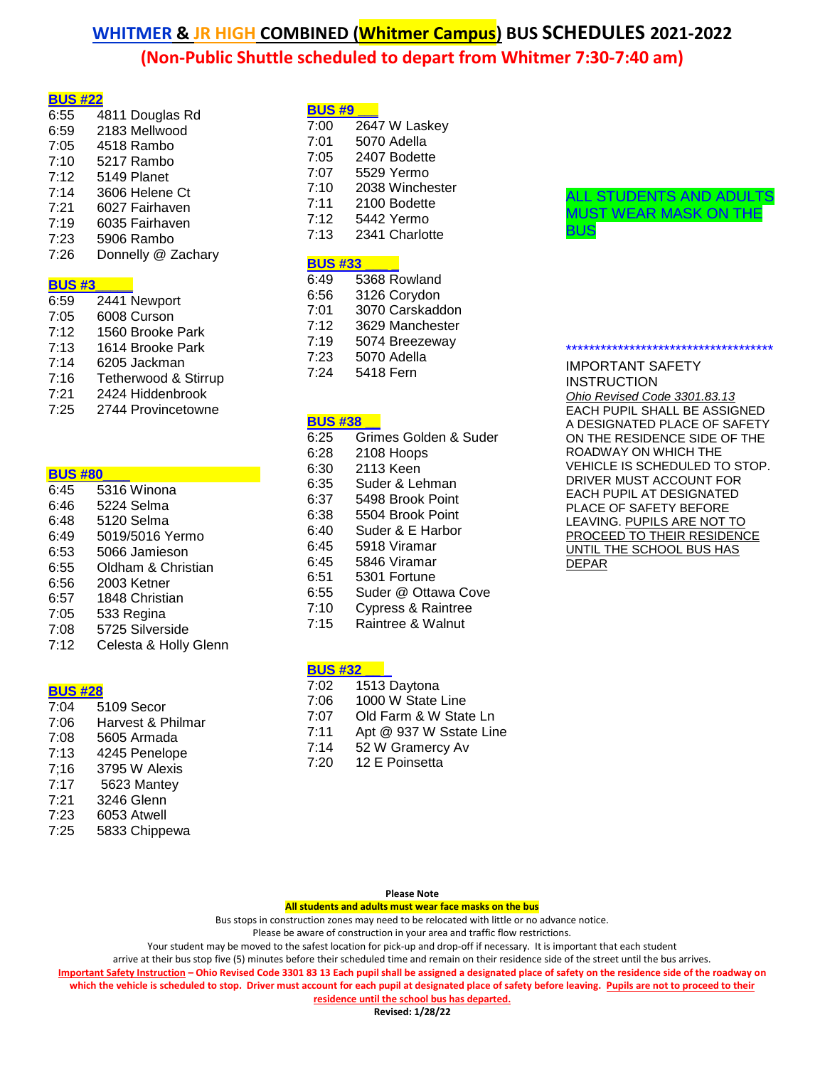# WHITMER & JR HIGH COMBINED (Whitmer Campus) BUS SCHEDULES 2021-2022

## (Non-Public Shuttle scheduled to depart from Whitmer 7:30-7:40 am)

### BUS #22

| | |
|---|---|
| 6:55 | 4811 Douglas Rd |
| 6:59 | 2183 Mellwood |
| 7:05 | 4518 Rambo |
| 7:10 | 5217 Rambo |
| 7:12 | 5149 Planet |
| 7:14 | 3606 Helene Ct |
| 7:21 | 6027 Fairhaven |
| 7:19 | 6035 Fairhaven |
| 7:23 | 5906 Rambo |
| 7:26 | Donnelly @ Zachary |

### BUS #3

| | |
|---|---|
| 6:59 | 2441 Newport |
| 7:05 | 6008 Curson |
| 7:12 | 1560 Brooke Park |
| 7:13 | 1614 Brooke Park |
| 7:14 | 6205 Jackman |
| 7:16 | Tetherwood & Stirrup |
| 7:21 | 2424 Hiddenbrook |
| 7:25 | 2744 Provincetowne |

### BUS #80

| | |
|---|---|
| 6:45 | 5316 Winona |
| 6:46 | 5224 Selma |
| 6:48 | 5120 Selma |
| 6:49 | 5019/5016 Yermo |
| 6:53 | 5066 Jamieson |
| 6:55 | Oldham & Christian |
| 6:56 | 2003 Ketner |
| 6:57 | 1848 Christian |
| 7:05 | 533 Regina |
| 7:08 | 5725 Silverside |
| 7:12 | Celesta & Holly Glenn |

### BUS #28

| | |
|---|---|
| 7:04 | 5109 Secor |
| 7:06 | Harvest & Philmar |
| 7:08 | 5605 Armada |
| 7:13 | 4245 Penelope |
| 7;16 | 3795 W Alexis |
| 7:17 | 5623 Mantey |
| 7:21 | 3246 Glenn |
| 7:23 | 6053 Atwell |
| 7:25 | 5833 Chippewa |

### BUS #9

| | |
|---|---|
| 7:00 | 2647 W Laskey |
| 7:01 | 5070 Adella |
| 7:05 | 2407 Bodette |
| 7:07 | 5529 Yermo |
| 7:10 | 2038 Winchester |
| 7:11 | 2100 Bodette |
| 7:12 | 5442 Yermo |
| 7:13 | 2341 Charlotte |

### BUS #33

| | |
|---|---|
| 6:49 | 5368 Rowland |
| 6:56 | 3126 Corydon |
| 7:01 | 3070 Carskaddon |
| 7:12 | 3629 Manchester |
| 7:19 | 5074 Breezeway |
| 7:23 | 5070 Adella |
| 7:24 | 5418 Fern |

### BUS #38

| | |
|---|---|
| 6:25 | Grimes Golden & Suder |
| 6:28 | 2108 Hoops |
| 6:30 | 2113 Keen |
| 6:35 | Suder & Lehman |
| 6:37 | 5498 Brook Point |
| 6:38 | 5504 Brook Point |
| 6:40 | Suder & E Harbor |
| 6:45 | 5918 Viramar |
| 6:45 | 5846 Viramar |
| 6:51 | 5301 Fortune |
| 6:55 | Suder @ Ottawa Cove |
| 7:10 | Cypress & Raintree |
| 7:15 | Raintree & Walnut |

### BUS #32

| | |
|---|---|
| 7:02 | 1513 Daytona |
| 7:06 | 1000 W State Line |
| 7:07 | Old Farm & W State Ln |
| 7:11 | Apt @ 937 W Sstate Line |
| 7:14 | 52 W Gramercy Av |
| 7:20 | 12 E Poinsetta |

ALL STUDENTS AND ADULTS MUST WEAR MASK ON THE BUS

*************************************

IMPORTANT SAFETY INSTRUCTION

*Ohio Revised Code 3301.83.13*

EACH PUPIL SHALL BE ASSIGNED A DESIGNATED PLACE OF SAFETY ON THE RESIDENCE SIDE OF THE ROADWAY ON WHICH THE VEHICLE IS SCHEDULED TO STOP. DRIVER MUST ACCOUNT FOR EACH PUPIL AT DESIGNATED PLACE OF SAFETY BEFORE LEAVING. PUPILS ARE NOT TO PROCEED TO THEIR RESIDENCE UNTIL THE SCHOOL BUS HAS DEPAR

**Please Note**

**All students and adults must wear face masks on the bus**

Bus stops in construction zones may need to be relocated with little or no advance notice.
Please be aware of construction in your area and traffic flow restrictions.
Your student may be moved to the safest location for pick-up and drop-off if necessary. It is important that each student arrive at their bus stop five (5) minutes before their scheduled time and remain on their residence side of the street until the bus arrives.

**Important Safety Instruction – Ohio Revised Code 3301 83 13 Each pupil shall be assigned a designated place of safety on the residence side of the roadway on which the vehicle is scheduled to stop. Driver must account for each pupil at designated place of safety before leaving. Pupils are not to proceed to their residence until the school bus has departed.**

**Revised: 1/28/22**